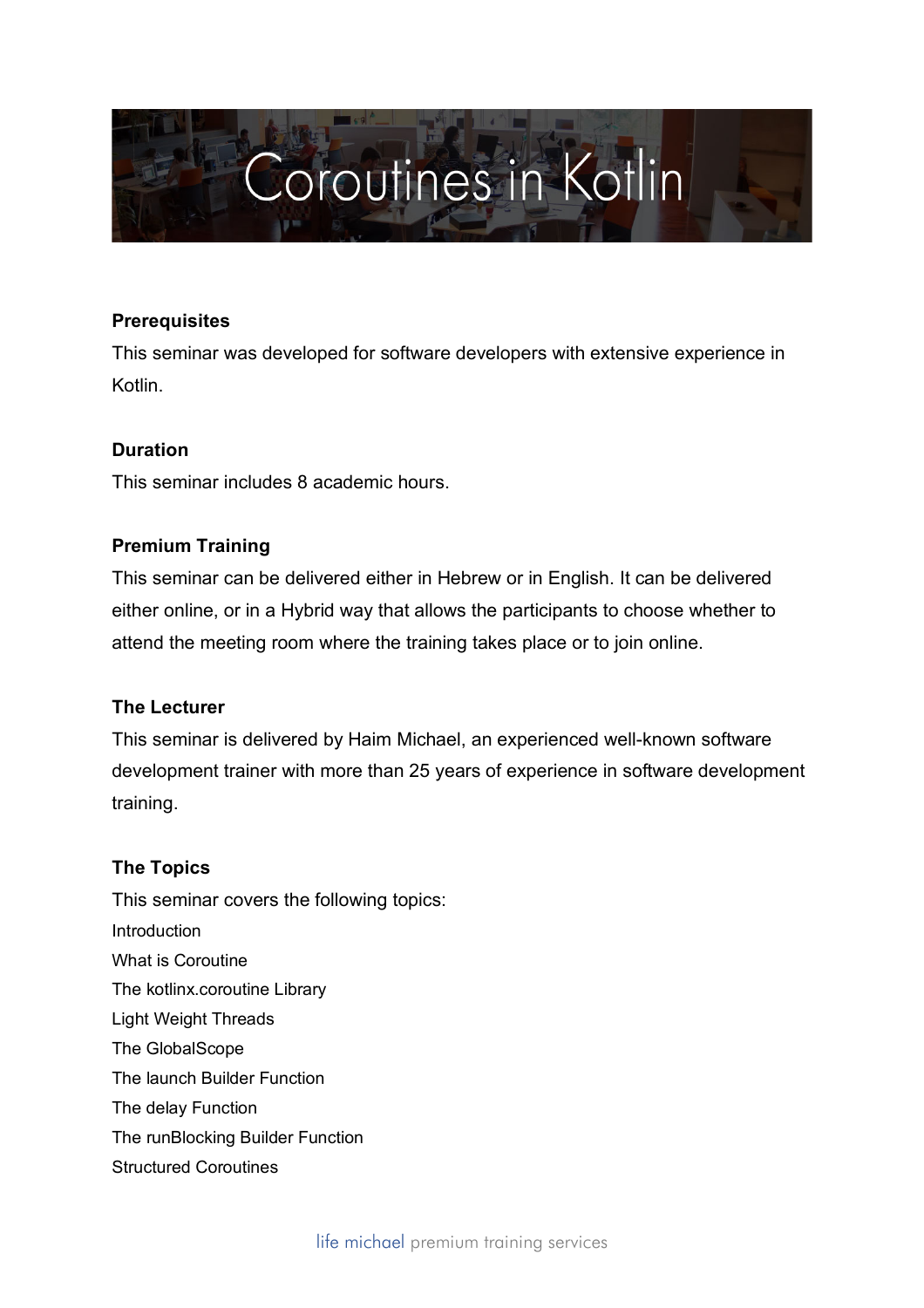# Coroutines in Kotlin

**Prerequisites**

This seminar was developed for software developers with extensive experience in Kotlin.

**Duration**

This seminar includes 8 academic hours.

**Premium Training**

This seminar can be delivered either in Hebrew or in English. It can be delivered either online, or in a Hybrid way that allows the participants to choose whether to attend the meeting room where the training takes place or to join online.

**The Lecturer**

This seminar is delivered by Haim Michael, an experienced well-known software development trainer with more than 25 years of experience in software development training.

**The Topics**

This seminar covers the following topics:

Introduction
What is Coroutine
The kotlinx.coroutine Library
Light Weight Threads
The GlobalScope
The launch Builder Function
The delay Function
The runBlocking Builder Function
Structured Coroutines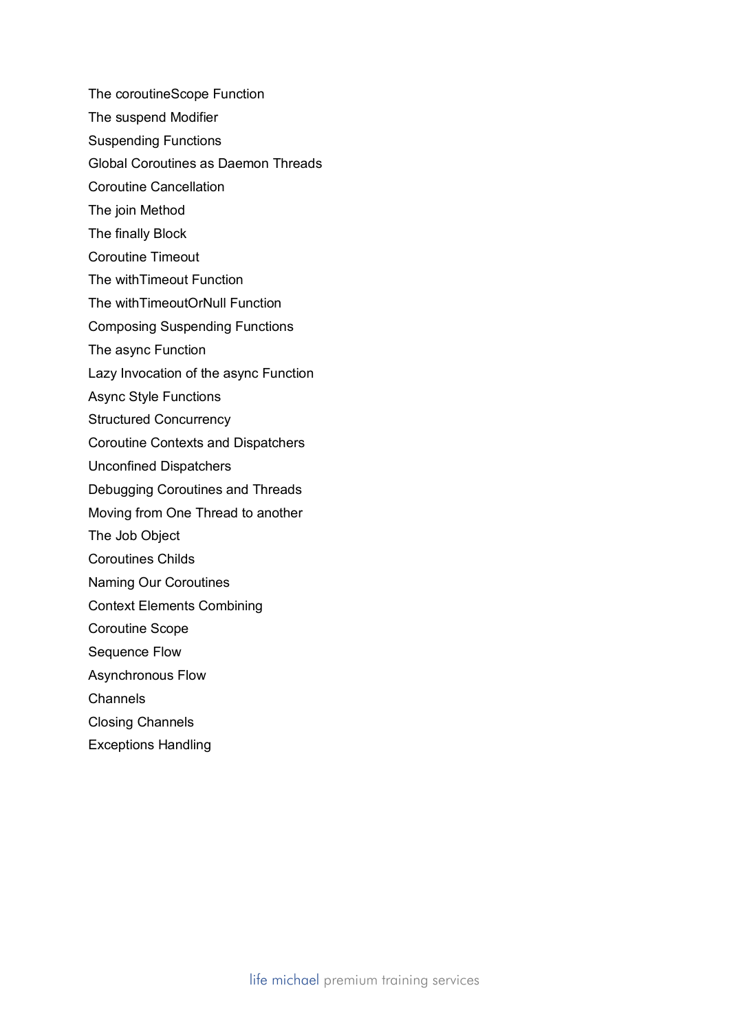The coroutineScope Function

The suspend Modifier

Suspending Functions

Global Coroutines as Daemon Threads

Coroutine Cancellation

The join Method

The finally Block

Coroutine Timeout

The withTimeout Function

The withTimeoutOrNull Function

Composing Suspending Functions

The async Function

Lazy Invocation of the async Function

Async Style Functions

Structured Concurrency

Coroutine Contexts and Dispatchers

Unconfined Dispatchers

Debugging Coroutines and Threads

Moving from One Thread to another

The Job Object

Coroutines Childs

Naming Our Coroutines

Context Elements Combining

Coroutine Scope

Sequence Flow

Asynchronous Flow

Channels

Closing Channels

Exceptions Handling